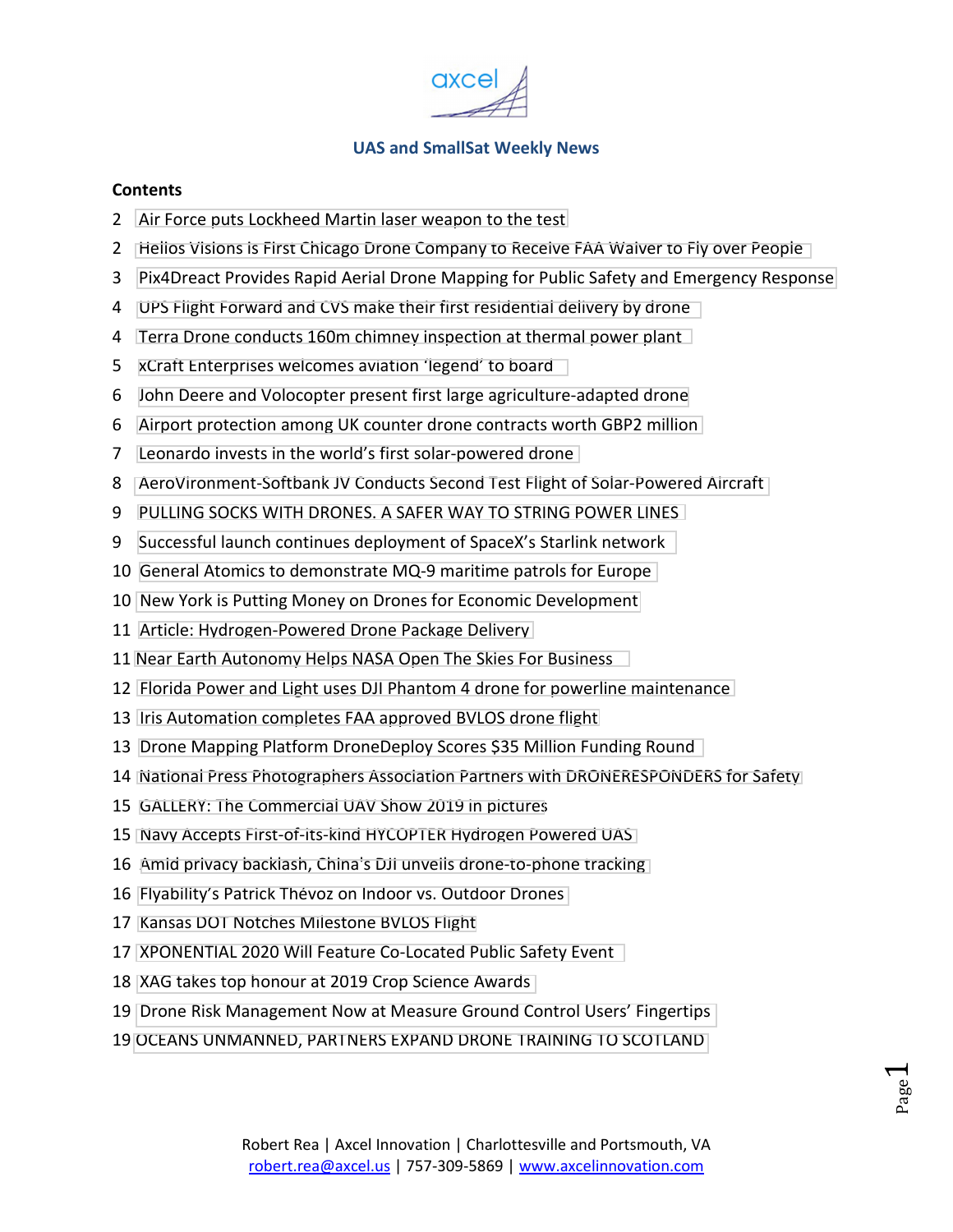## UAS and SmallSat Weekly News

### Contents

| Page | Title |
|---|---|
| 2 | Air Force puts Lockheed Martin laser weapon to the test |
| 2 | Helios Visions is First Chicago Drone Company to Receive FAA Waiver to Fly over People |
| 3 | Pix4Dreact Provides Rapid Aerial Drone Mapping for Public Safety and Emergency Response |
| 4 | UPS Flight Forward and CVS make their first residential delivery by drone |
| 4 | Terra Drone conducts 160m chimney inspection at thermal power plant |
| 5 | xCraft Enterprises welcomes aviation 'legend' to board |
| 6 | John Deere and Volocopter present first large agriculture-adapted drone |
| 6 | Airport protection among UK counter drone contracts worth GBP2 million |
| 7 | Leonardo invests in the world's first solar-powered drone |
| 8 | AeroVironment-Softbank JV Conducts Second Test Flight of Solar-Powered Aircraft |
| 9 | PULLING SOCKS WITH DRONES. A SAFER WAY TO STRING POWER LINES |
| 9 | Successful launch continues deployment of SpaceX's Starlink network |
| 10 | General Atomics to demonstrate MQ-9 maritime patrols for Europe |
| 10 | New York is Putting Money on Drones for Economic Development |
| 11 | Article: Hydrogen-Powered Drone Package Delivery |
| 11 | Near Earth Autonomy Helps NASA Open The Skies For Business |
| 12 | Florida Power and Light uses DJI Phantom 4 drone for powerline maintenance |
| 13 | Iris Automation completes FAA approved BVLOS drone flight |
| 13 | Drone Mapping Platform DroneDeploy Scores $35 Million Funding Round |
| 14 | National Press Photographers Association Partners with DRONERESPONDERS for Safety |
| 15 | GALLERY: The Commercial UAV Show 2019 in pictures |
| 15 | Navy Accepts First-of-its-kind HYCOPTER Hydrogen Powered UAS |
| 16 | Amid privacy backlash, China's DJI unveils drone-to-phone tracking |
| 16 | Flyability's Patrick Thévoz on Indoor vs. Outdoor Drones |
| 17 | Kansas DOT Notches Milestone BVLOS Flight |
| 17 | XPONENTIAL 2020 Will Feature Co-Located Public Safety Event |
| 18 | XAG takes top honour at 2019 Crop Science Awards |
| 19 | Drone Risk Management Now at Measure Ground Control Users' Fingertips |
| 19 | OCEANS UNMANNED, PARTNERS EXPAND DRONE TRAINING TO SCOTLAND |

Robert Rea | Axcel Innovation | Charlottesville and Portsmouth, VA
robert.rea@axcel.us | 757-309-5869 | www.axcelinnovation.com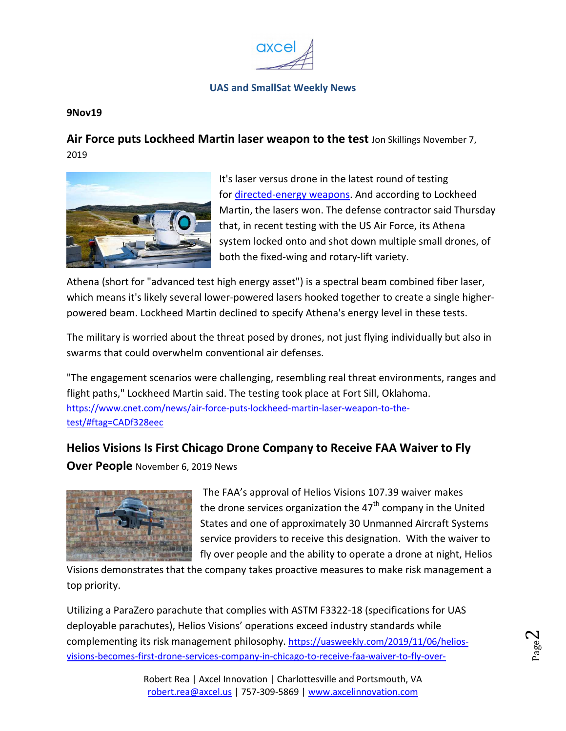axcel

**UAS and SmallSat Weekly News**

**9Nov19**

## Air Force puts Lockheed Martin laser weapon to the test
Jon Skillings November 7, 2019

It's laser versus drone in the latest round of testing for [directed-energy weapons](directed-energy weapons). And according to Lockheed Martin, the lasers won. The defense contractor said Thursday that, in recent testing with the US Air Force, its Athena system locked onto and shot down multiple small drones, of both the fixed-wing and rotary-lift variety.

Athena (short for "advanced test high energy asset") is a spectral beam combined fiber laser, which means it's likely several lower-powered lasers hooked together to create a single higher-powered beam. Lockheed Martin declined to specify Athena's energy level in these tests.

The military is worried about the threat posed by drones, not just flying individually but also in swarms that could overwhelm conventional air defenses.

"The engagement scenarios were challenging, resembling real threat environments, ranges and flight paths," Lockheed Martin said. The testing took place at Fort Sill, Oklahoma. https://www.cnet.com/news/air-force-puts-lockheed-martin-laser-weapon-to-the-test/#ftag=CADf328eec

## Helios Visions Is First Chicago Drone Company to Receive FAA Waiver to Fly Over People
November 6, 2019 News

The FAA's approval of Helios Visions 107.39 waiver makes the drone services organization the 47th company in the United States and one of approximately 30 Unmanned Aircraft Systems service providers to receive this designation. With the waiver to fly over people and the ability to operate a drone at night, Helios Visions demonstrates that the company takes proactive measures to make risk management a top priority.

Utilizing a ParaZero parachute that complies with ASTM F3322-18 (specifications for UAS deployable parachutes), Helios Visions' operations exceed industry standards while complementing its risk management philosophy. https://uasweekly.com/2019/11/06/helios-visions-becomes-first-drone-services-company-in-chicago-to-receive-faa-waiver-to-fly-over-

Robert Rea | Axcel Innovation | Charlottesville and Portsmouth, VA
robert.rea@axcel.us | 757-309-5869 | www.axcelinnovation.com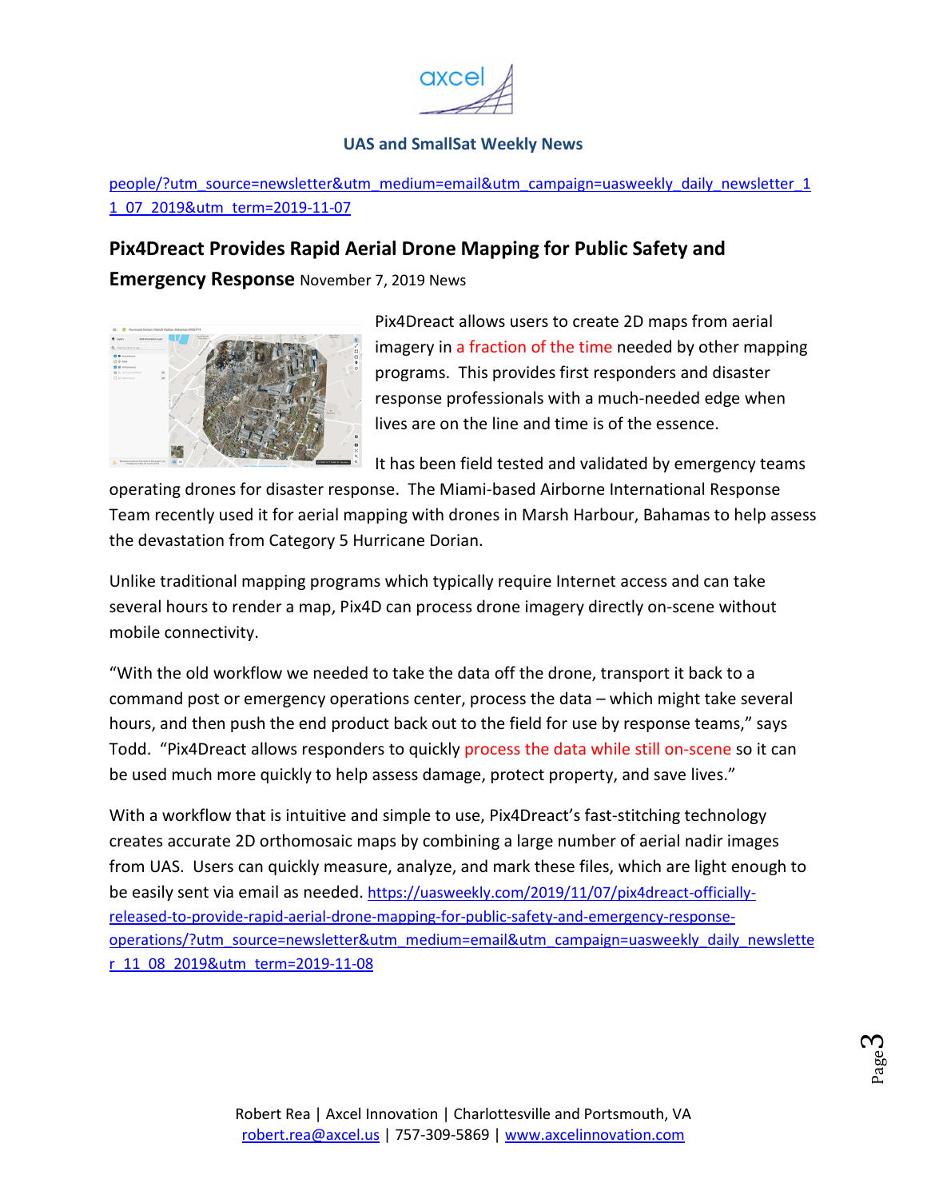people/?utm_source=newsletter&utm_medium=email&utm_campaign=uasweekly_daily_newsletter_11_07_2019&utm_term=2019-11-07

**Pix4Dreact Provides Rapid Aerial Drone Mapping for Public Safety and Emergency Response** November 7, 2019 News

Pix4Dreact allows users to create 2D maps from aerial imagery in a fraction of the time needed by other mapping programs. This provides first responders and disaster response professionals with a much-needed edge when lives are on the line and time is of the essence.

It has been field tested and validated by emergency teams operating drones for disaster response. The Miami-based Airborne International Response Team recently used it for aerial mapping with drones in Marsh Harbour, Bahamas to help assess the devastation from Category 5 Hurricane Dorian.

Unlike traditional mapping programs which typically require Internet access and can take several hours to render a map, Pix4D can process drone imagery directly on-scene without mobile connectivity.

"With the old workflow we needed to take the data off the drone, transport it back to a command post or emergency operations center, process the data – which might take several hours, and then push the end product back out to the field for use by response teams," says Todd. "Pix4Dreact allows responders to quickly process the data while still on-scene so it can be used much more quickly to help assess damage, protect property, and save lives."

With a workflow that is intuitive and simple to use, Pix4Dreact's fast-stitching technology creates accurate 2D orthomosaic maps by combining a large number of aerial nadir images from UAS. Users can quickly measure, analyze, and mark these files, which are light enough to be easily sent via email as needed. https://uasweekly.com/2019/11/07/pix4dreact-officially-released-to-provide-rapid-aerial-drone-mapping-for-public-safety-and-emergency-response-operations/?utm_source=newsletter&utm_medium=email&utm_campaign=uasweekly_daily_newsletter_11_08_2019&utm_term=2019-11-08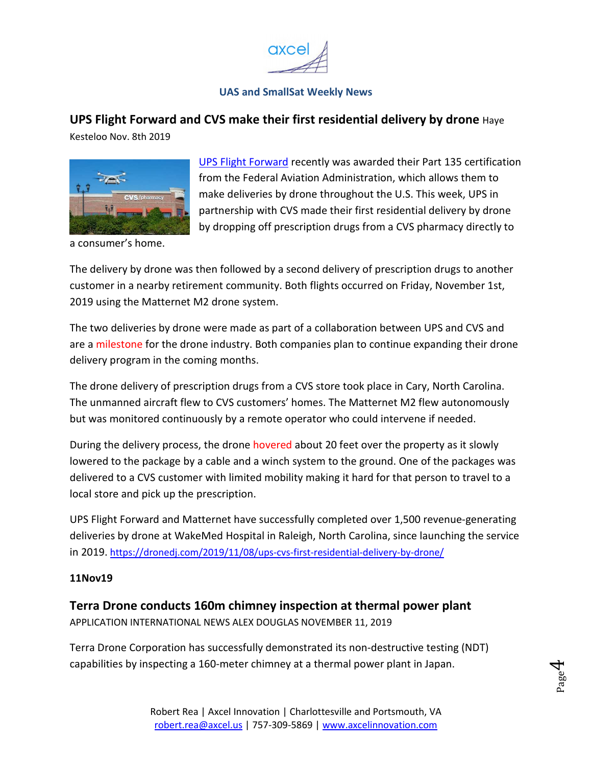UAS and SmallSat Weekly News

## UPS Flight Forward and CVS make their first residential delivery by drone

Haye Kesteloo Nov. 8th 2019

UPS Flight Forward recently was awarded their Part 135 certification from the Federal Aviation Administration, which allows them to make deliveries by drone throughout the U.S. This week, UPS in partnership with CVS made their first residential delivery by drone by dropping off prescription drugs from a CVS pharmacy directly to a consumer's home.

The delivery by drone was then followed by a second delivery of prescription drugs to another customer in a nearby retirement community. Both flights occurred on Friday, November 1st, 2019 using the Matternet M2 drone system.

The two deliveries by drone were made as part of a collaboration between UPS and CVS and are a milestone for the drone industry. Both companies plan to continue expanding their drone delivery program in the coming months.

The drone delivery of prescription drugs from a CVS store took place in Cary, North Carolina. The unmanned aircraft flew to CVS customers' homes. The Matternet M2 flew autonomously but was monitored continuously by a remote operator who could intervene if needed.

During the delivery process, the drone hovered about 20 feet over the property as it slowly lowered to the package by a cable and a winch system to the ground. One of the packages was delivered to a CVS customer with limited mobility making it hard for that person to travel to a local store and pick up the prescription.

UPS Flight Forward and Matternet have successfully completed over 1,500 revenue-generating deliveries by drone at WakeMed Hospital in Raleigh, North Carolina, since launching the service in 2019. https://dronedj.com/2019/11/08/ups-cvs-first-residential-delivery-by-drone/

**11Nov19**

## Terra Drone conducts 160m chimney inspection at thermal power plant

APPLICATION INTERNATIONAL NEWS ALEX DOUGLAS NOVEMBER 11, 2019

Terra Drone Corporation has successfully demonstrated its non-destructive testing (NDT) capabilities by inspecting a 160-meter chimney at a thermal power plant in Japan.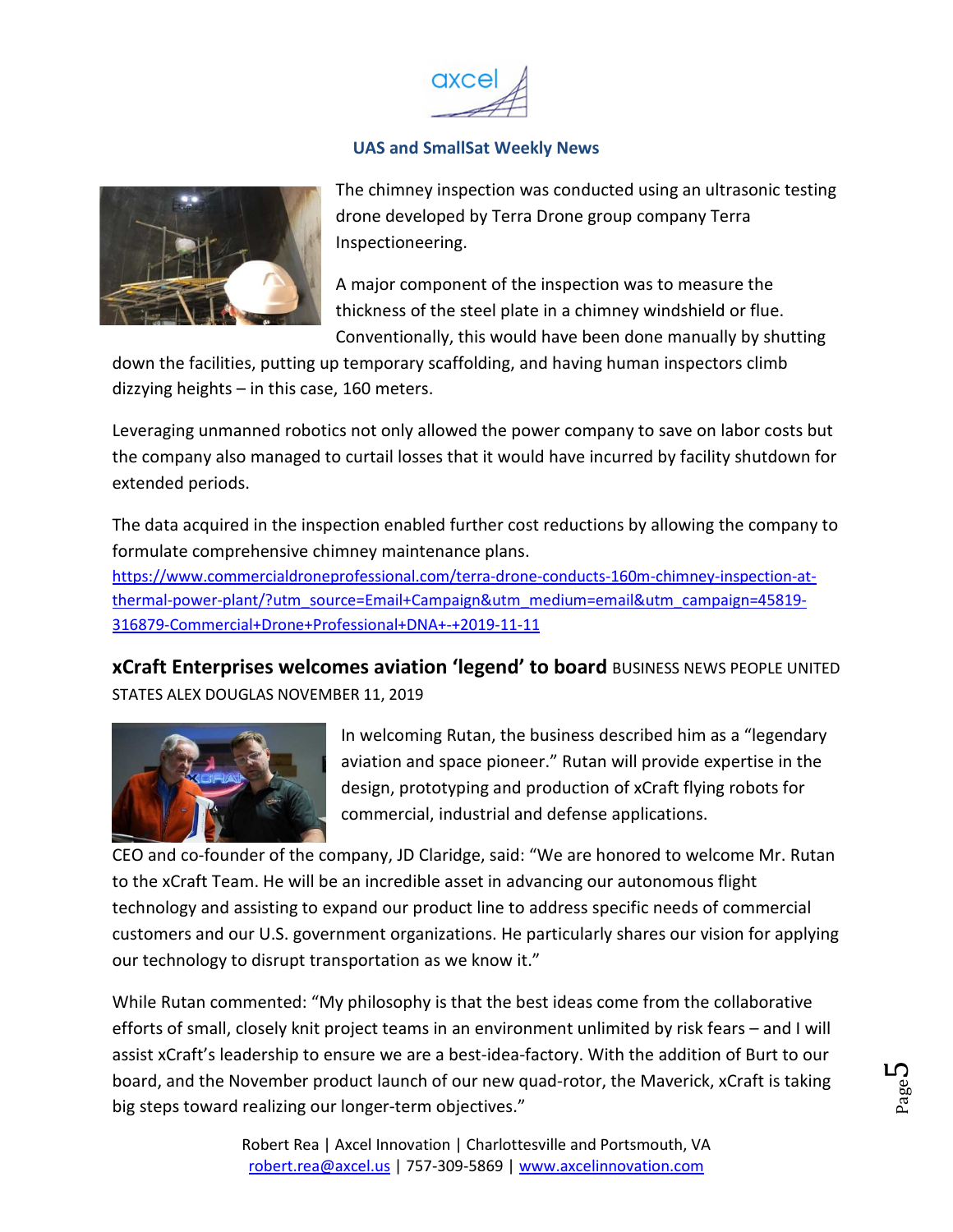The chimney inspection was conducted using an ultrasonic testing drone developed by Terra Drone group company Terra Inspectioneering.

A major component of the inspection was to measure the thickness of the steel plate in a chimney windshield or flue. Conventionally, this would have been done manually by shutting down the facilities, putting up temporary scaffolding, and having human inspectors climb dizzying heights – in this case, 160 meters.

Leveraging unmanned robotics not only allowed the power company to save on labor costs but the company also managed to curtail losses that it would have incurred by facility shutdown for extended periods.

The data acquired in the inspection enabled further cost reductions by allowing the company to formulate comprehensive chimney maintenance plans.
https://www.commercialdroneprofessional.com/terra-drone-conducts-160m-chimney-inspection-at-thermal-power-plant/?utm_source=Email+Campaign&utm_medium=email&utm_campaign=45819-316879-Commercial+Drone+Professional+DNA+-+2019-11-11

**xCraft Enterprises welcomes aviation 'legend' to board** BUSINESS NEWS PEOPLE UNITED STATES ALEX DOUGLAS NOVEMBER 11, 2019

In welcoming Rutan, the business described him as a "legendary aviation and space pioneer." Rutan will provide expertise in the design, prototyping and production of xCraft flying robots for commercial, industrial and defense applications.

CEO and co-founder of the company, JD Claridge, said: "We are honored to welcome Mr. Rutan to the xCraft Team. He will be an incredible asset in advancing our autonomous flight technology and assisting to expand our product line to address specific needs of commercial customers and our U.S. government organizations. He particularly shares our vision for applying our technology to disrupt transportation as we know it."

While Rutan commented: "My philosophy is that the best ideas come from the collaborative efforts of small, closely knit project teams in an environment unlimited by risk fears – and I will assist xCraft's leadership to ensure we are a best-idea-factory. With the addition of Burt to our board, and the November product launch of our new quad-rotor, the Maverick, xCraft is taking big steps toward realizing our longer-term objectives."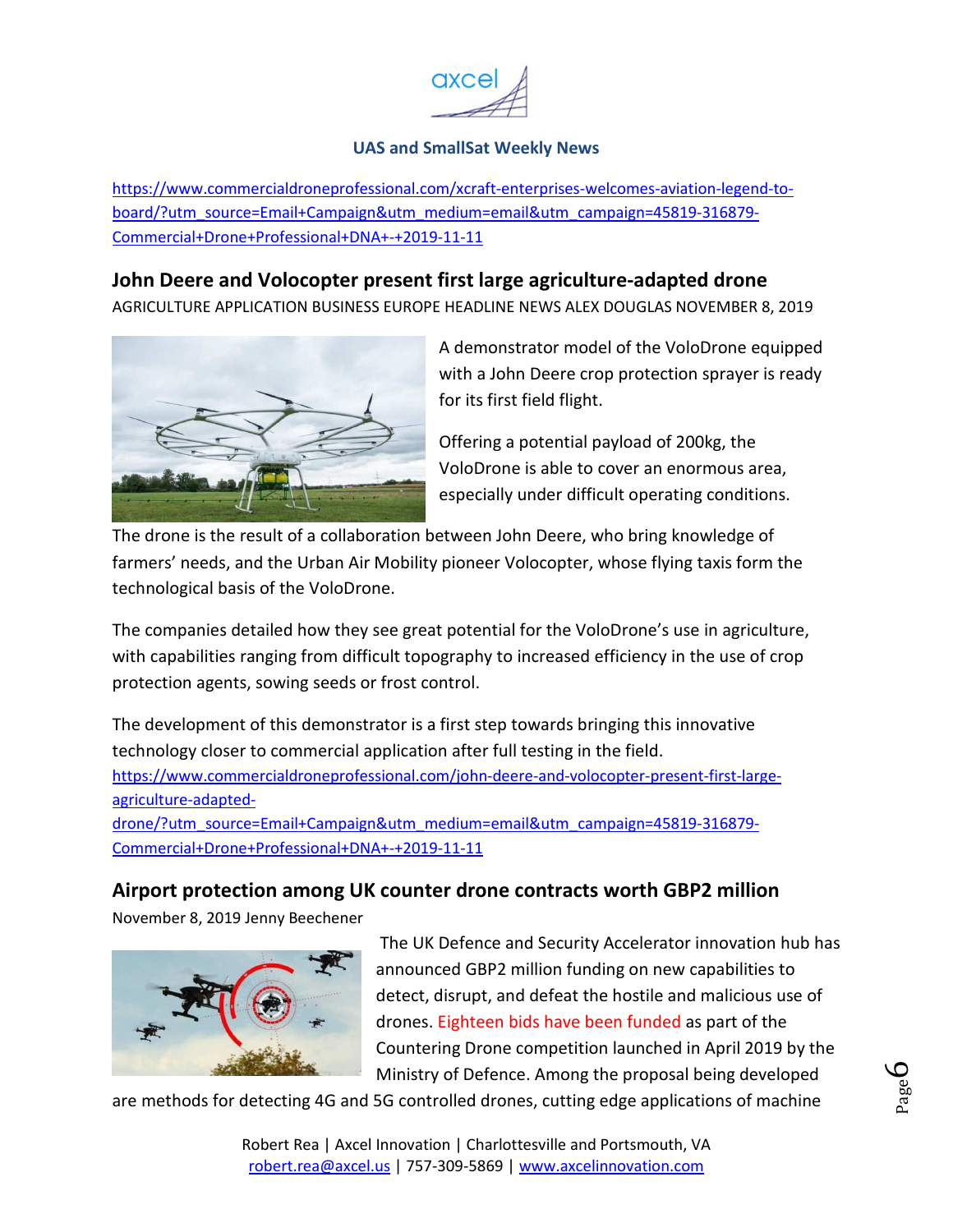https://www.commercialdroneprofessional.com/xcraft-enterprises-welcomes-aviation-legend-to-board/?utm_source=Email+Campaign&utm_medium=email&utm_campaign=45819-316879-Commercial+Drone+Professional+DNA+-+2019-11-11

## John Deere and Volocopter present first large agriculture-adapted drone

AGRICULTURE APPLICATION BUSINESS EUROPE HEADLINE NEWS ALEX DOUGLAS NOVEMBER 8, 2019

A demonstrator model of the VoloDrone equipped with a John Deere crop protection sprayer is ready for its first field flight.

Offering a potential payload of 200kg, the VoloDrone is able to cover an enormous area, especially under difficult operating conditions.

The drone is the result of a collaboration between John Deere, who bring knowledge of farmers' needs, and the Urban Air Mobility pioneer Volocopter, whose flying taxis form the technological basis of the VoloDrone.

The companies detailed how they see great potential for the VoloDrone's use in agriculture, with capabilities ranging from difficult topography to increased efficiency in the use of crop protection agents, sowing seeds or frost control.

The development of this demonstrator is a first step towards bringing this innovative technology closer to commercial application after full testing in the field.

https://www.commercialdroneprofessional.com/john-deere-and-volocopter-present-first-large-agriculture-adapted-drone/?utm_source=Email+Campaign&utm_medium=email&utm_campaign=45819-316879-Commercial+Drone+Professional+DNA+-+2019-11-11

## Airport protection among UK counter drone contracts worth GBP2 million

November 8, 2019 Jenny Beechener

The UK Defence and Security Accelerator innovation hub has announced GBP2 million funding on new capabilities to detect, disrupt, and defeat the hostile and malicious use of drones. Eighteen bids have been funded as part of the Countering Drone competition launched in April 2019 by the Ministry of Defence. Among the proposal being developed are methods for detecting 4G and 5G controlled drones, cutting edge applications of machine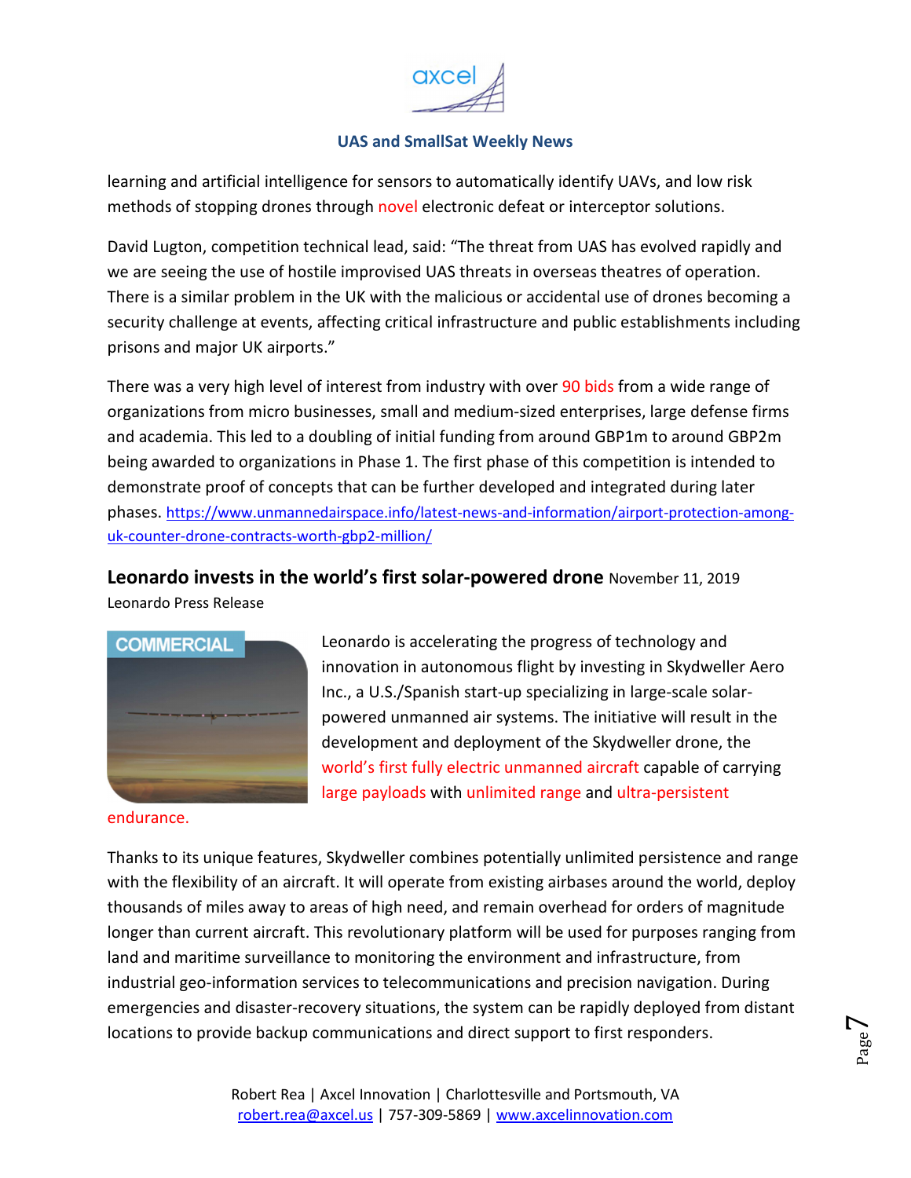learning and artificial intelligence for sensors to automatically identify UAVs, and low risk methods of stopping drones through novel electronic defeat or interceptor solutions.

David Lugton, competition technical lead, said: "The threat from UAS has evolved rapidly and we are seeing the use of hostile improvised UAS threats in overseas theatres of operation. There is a similar problem in the UK with the malicious or accidental use of drones becoming a security challenge at events, affecting critical infrastructure and public establishments including prisons and major UK airports."

There was a very high level of interest from industry with over 90 bids from a wide range of organizations from micro businesses, small and medium-sized enterprises, large defense firms and academia. This led to a doubling of initial funding from around GBP1m to around GBP2m being awarded to organizations in Phase 1. The first phase of this competition is intended to demonstrate proof of concepts that can be further developed and integrated during later phases. https://www.unmannedairspace.info/latest-news-and-information/airport-protection-among-uk-counter-drone-contracts-worth-gbp2-million/

## Leonardo invests in the world's first solar-powered drone November 11, 2019

Leonardo Press Release

Leonardo is accelerating the progress of technology and innovation in autonomous flight by investing in Skydweller Aero Inc., a U.S./Spanish start-up specializing in large-scale solar-powered unmanned air systems. The initiative will result in the development and deployment of the Skydweller drone, the world's first fully electric unmanned aircraft capable of carrying large payloads with unlimited range and ultra-persistent endurance.

Thanks to its unique features, Skydweller combines potentially unlimited persistence and range with the flexibility of an aircraft. It will operate from existing airbases around the world, deploy thousands of miles away to areas of high need, and remain overhead for orders of magnitude longer than current aircraft. This revolutionary platform will be used for purposes ranging from land and maritime surveillance to monitoring the environment and infrastructure, from industrial geo-information services to telecommunications and precision navigation. During emergencies and disaster-recovery situations, the system can be rapidly deployed from distant locations to provide backup communications and direct support to first responders.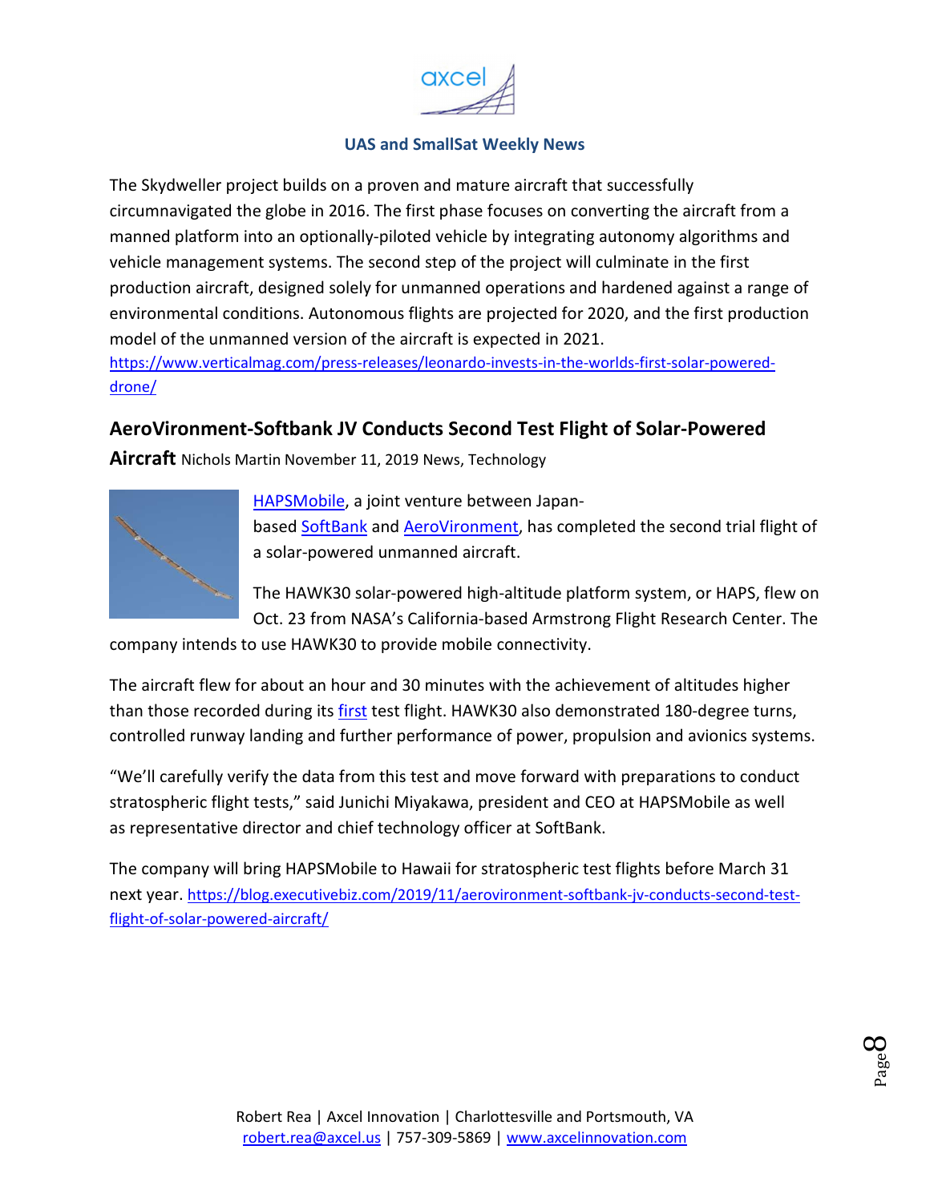The Skydweller project builds on a proven and mature aircraft that successfully circumnavigated the globe in 2016. The first phase focuses on converting the aircraft from a manned platform into an optionally-piloted vehicle by integrating autonomy algorithms and vehicle management systems. The second step of the project will culminate in the first production aircraft, designed solely for unmanned operations and hardened against a range of environmental conditions. Autonomous flights are projected for 2020, and the first production model of the unmanned version of the aircraft is expected in 2021.
https://www.verticalmag.com/press-releases/leonardo-invests-in-the-worlds-first-solar-powered-drone/

## AeroVironment-Softbank JV Conducts Second Test Flight of Solar-Powered Aircraft

Nichols Martin November 11, 2019 News, Technology

HAPSMobile, a joint venture between Japan-based SoftBank and AeroVironment, has completed the second trial flight of a solar-powered unmanned aircraft.

The HAWK30 solar-powered high-altitude platform system, or HAPS, flew on Oct. 23 from NASA's California-based Armstrong Flight Research Center. The company intends to use HAWK30 to provide mobile connectivity.

The aircraft flew for about an hour and 30 minutes with the achievement of altitudes higher than those recorded during its first test flight. HAWK30 also demonstrated 180-degree turns, controlled runway landing and further performance of power, propulsion and avionics systems.

"We'll carefully verify the data from this test and move forward with preparations to conduct stratospheric flight tests," said Junichi Miyakawa, president and CEO at HAPSMobile as well as representative director and chief technology officer at SoftBank.

The company will bring HAPSMobile to Hawaii for stratospheric test flights before March 31 next year. https://blog.executivebiz.com/2019/11/aerovironment-softbank-jv-conducts-second-test-flight-of-solar-powered-aircraft/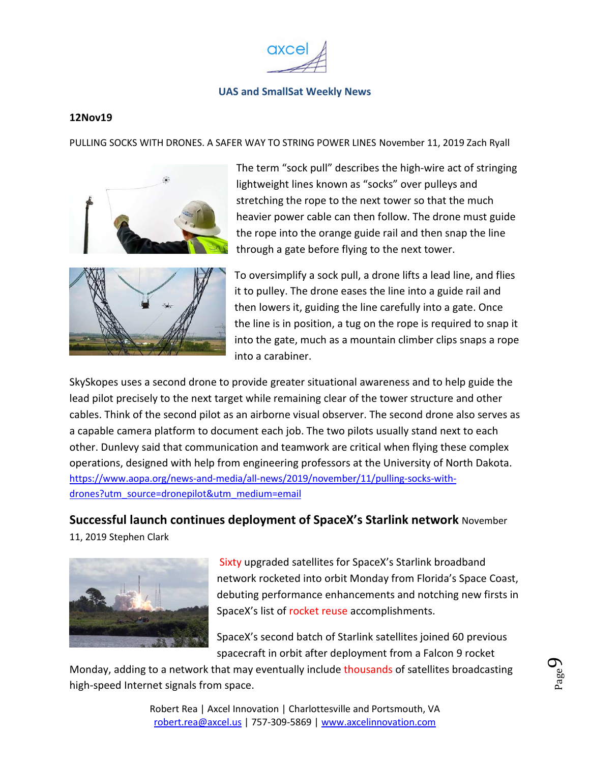**UAS and SmallSat Weekly News**

**12Nov19**

PULLING SOCKS WITH DRONES. A SAFER WAY TO STRING POWER LINES November 11, 2019 Zach Ryall

The term "sock pull" describes the high-wire act of stringing lightweight lines known as "socks" over pulleys and stretching the rope to the next tower so that the much heavier power cable can then follow. The drone must guide the rope into the orange guide rail and then snap the line through a gate before flying to the next tower.

To oversimplify a sock pull, a drone lifts a lead line, and flies it to pulley. The drone eases the line into a guide rail and then lowers it, guiding the line carefully into a gate. Once the line is in position, a tug on the rope is required to snap it into the gate, much as a mountain climber clips snaps a rope into a carabiner.

SkySkopes uses a second drone to provide greater situational awareness and to help guide the lead pilot precisely to the next target while remaining clear of the tower structure and other cables. Think of the second pilot as an airborne visual observer. The second drone also serves as a capable camera platform to document each job. The two pilots usually stand next to each other. Dunlevy said that communication and teamwork are critical when flying these complex operations, designed with help from engineering professors at the University of North Dakota. https://www.aopa.org/news-and-media/all-news/2019/november/11/pulling-socks-with-drones?utm_source=dronepilot&utm_medium=email

**Successful launch continues deployment of SpaceX's Starlink network** November 11, 2019 Stephen Clark

Sixty upgraded satellites for SpaceX's Starlink broadband network rocketed into orbit Monday from Florida's Space Coast, debuting performance enhancements and notching new firsts in SpaceX's list of rocket reuse accomplishments.

SpaceX's second batch of Starlink satellites joined 60 previous spacecraft in orbit after deployment from a Falcon 9 rocket Monday, adding to a network that may eventually include thousands of satellites broadcasting high-speed Internet signals from space.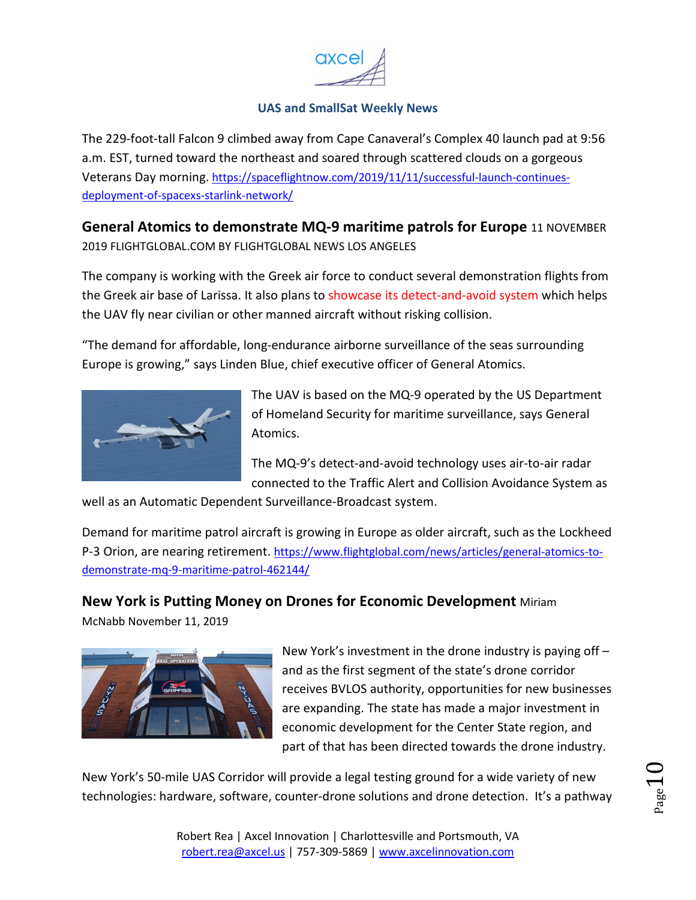The 229-foot-tall Falcon 9 climbed away from Cape Canaveral's Complex 40 launch pad at 9:56 a.m. EST, turned toward the northeast and soared through scattered clouds on a gorgeous Veterans Day morning. https://spaceflightnow.com/2019/11/11/successful-launch-continues-deployment-of-spacexs-starlink-network/

**General Atomics to demonstrate MQ-9 maritime patrols for Europe** 11 NOVEMBER 2019 FLIGHTGLOBAL.COM BY FLIGHTGLOBAL NEWS LOS ANGELES

The company is working with the Greek air force to conduct several demonstration flights from the Greek air base of Larissa. It also plans to showcase its detect-and-avoid system which helps the UAV fly near civilian or other manned aircraft without risking collision.

"The demand for affordable, long-endurance airborne surveillance of the seas surrounding Europe is growing," says Linden Blue, chief executive officer of General Atomics.

The UAV is based on the MQ-9 operated by the US Department of Homeland Security for maritime surveillance, says General Atomics.

The MQ-9's detect-and-avoid technology uses air-to-air radar connected to the Traffic Alert and Collision Avoidance System as well as an Automatic Dependent Surveillance-Broadcast system.

Demand for maritime patrol aircraft is growing in Europe as older aircraft, such as the Lockheed P-3 Orion, are nearing retirement. https://www.flightglobal.com/news/articles/general-atomics-to-demonstrate-mq-9-maritime-patrol-462144/

**New York is Putting Money on Drones for Economic Development** Miriam McNabb November 11, 2019

New York's investment in the drone industry is paying off – and as the first segment of the state's drone corridor receives BVLOS authority, opportunities for new businesses are expanding. The state has made a major investment in economic development for the Center State region, and part of that has been directed towards the drone industry.

New York's 50-mile UAS Corridor will provide a legal testing ground for a wide variety of new technologies: hardware, software, counter-drone solutions and drone detection. It's a pathway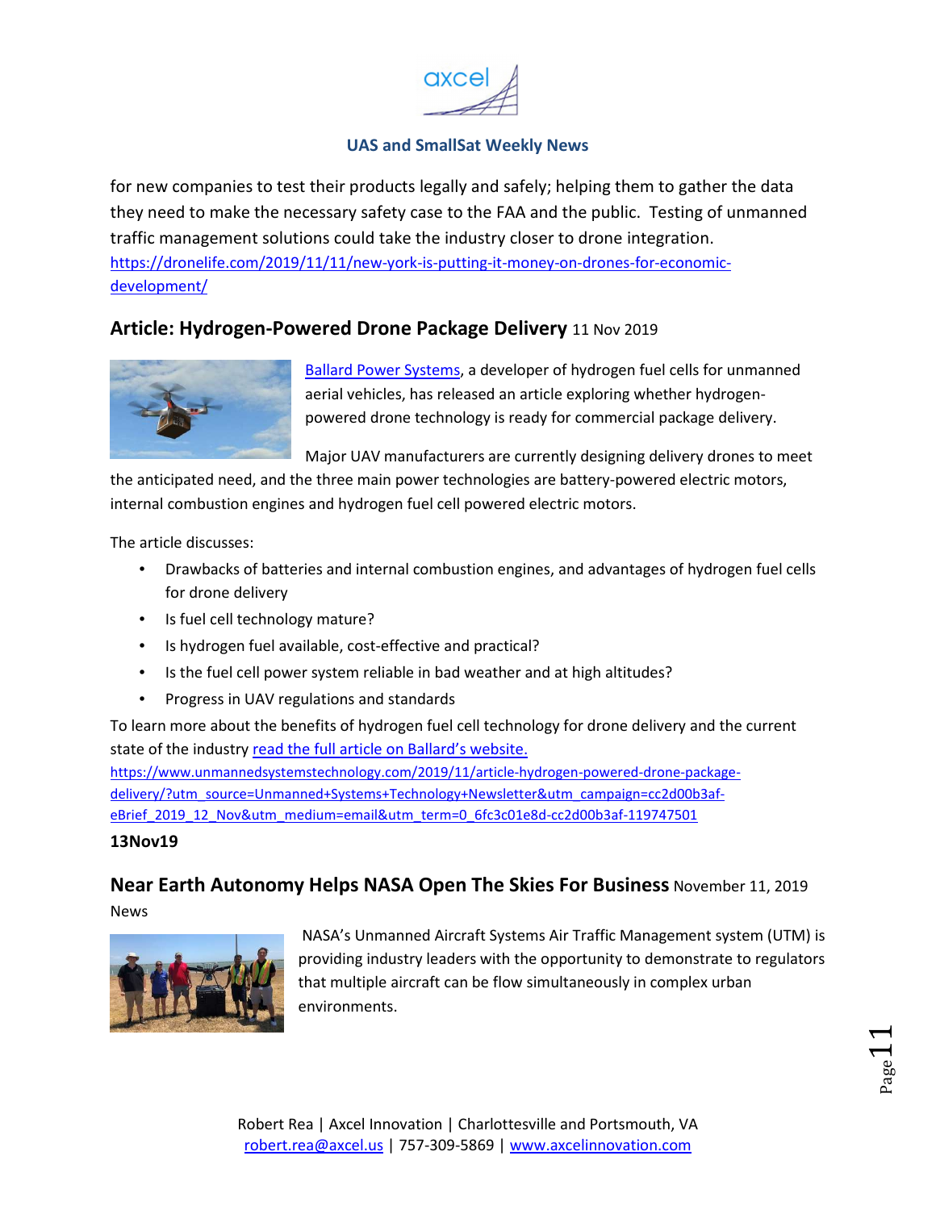for new companies to test their products legally and safely; helping them to gather the data they need to make the necessary safety case to the FAA and the public. Testing of unmanned traffic management solutions could take the industry closer to drone integration.
https://dronelife.com/2019/11/11/new-york-is-putting-it-money-on-drones-for-economic-development/

## Article: Hydrogen-Powered Drone Package Delivery 11 Nov 2019

Ballard Power Systems, a developer of hydrogen fuel cells for unmanned aerial vehicles, has released an article exploring whether hydrogen-powered drone technology is ready for commercial package delivery.

Major UAV manufacturers are currently designing delivery drones to meet the anticipated need, and the three main power technologies are battery-powered electric motors, internal combustion engines and hydrogen fuel cell powered electric motors.

The article discusses:

- Drawbacks of batteries and internal combustion engines, and advantages of hydrogen fuel cells for drone delivery
- Is fuel cell technology mature?
- Is hydrogen fuel available, cost-effective and practical?
- Is the fuel cell power system reliable in bad weather and at high altitudes?
- Progress in UAV regulations and standards

To learn more about the benefits of hydrogen fuel cell technology for drone delivery and the current state of the industry read the full article on Ballard's website.
https://www.unmannedsystemstechnology.com/2019/11/article-hydrogen-powered-drone-package-delivery/?utm_source=Unmanned+Systems+Technology+Newsletter&utm_campaign=cc2d00b3af-eBrief_2019_12_Nov&utm_medium=email&utm_term=0_6fc3c01e8d-cc2d00b3af-119747501

**13Nov19**

## Near Earth Autonomy Helps NASA Open The Skies For Business November 11, 2019

News

NASA's Unmanned Aircraft Systems Air Traffic Management system (UTM) is providing industry leaders with the opportunity to demonstrate to regulators that multiple aircraft can be flow simultaneously in complex urban environments.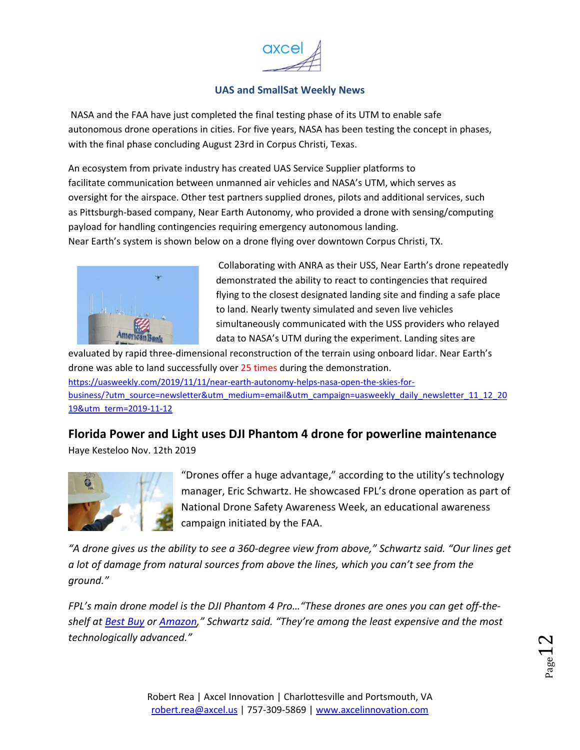NASA and the FAA have just completed the final testing phase of its UTM to enable safe autonomous drone operations in cities. For five years, NASA has been testing the concept in phases, with the final phase concluding August 23rd in Corpus Christi, Texas.

An ecosystem from private industry has created UAS Service Supplier platforms to facilitate communication between unmanned air vehicles and NASA's UTM, which serves as oversight for the airspace. Other test partners supplied drones, pilots and additional services, such as Pittsburgh-based company, Near Earth Autonomy, who provided a drone with sensing/computing payload for handling contingencies requiring emergency autonomous landing.
Near Earth's system is shown below on a drone flying over downtown Corpus Christi, TX.

Collaborating with ANRA as their USS, Near Earth's drone repeatedly demonstrated the ability to react to contingencies that required flying to the closest designated landing site and finding a safe place to land. Nearly twenty simulated and seven live vehicles simultaneously communicated with the USS providers who relayed data to NASA's UTM during the experiment. Landing sites are evaluated by rapid three-dimensional reconstruction of the terrain using onboard lidar. Near Earth's drone was able to land successfully over 25 times during the demonstration.

https://uasweekly.com/2019/11/11/near-earth-autonomy-helps-nasa-open-the-skies-for-business/?utm_source=newsletter&utm_medium=email&utm_campaign=uasweekly_daily_newsletter_11_12_2019&utm_term=2019-11-12

## Florida Power and Light uses DJI Phantom 4 drone for powerline maintenance

Haye Kesteloo Nov. 12th 2019

"Drones offer a huge advantage," according to the utility's technology manager, Eric Schwartz. He showcased FPL's drone operation as part of National Drone Safety Awareness Week, an educational awareness campaign initiated by the FAA.

*"A drone gives us the ability to see a 360-degree view from above," Schwartz said. "Our lines get a lot of damage from natural sources from above the lines, which you can't see from the ground."*

*FPL's main drone model is the DJI Phantom 4 Pro…"These drones are ones you can get off-the-shelf at [Best Buy](#) or [Amazon](#)," Schwartz said. "They're among the least expensive and the most technologically advanced."*

Robert Rea | Axcel Innovation | Charlottesville and Portsmouth, VA
robert.rea@axcel.us | 757-309-5869 | www.axcelinnovation.com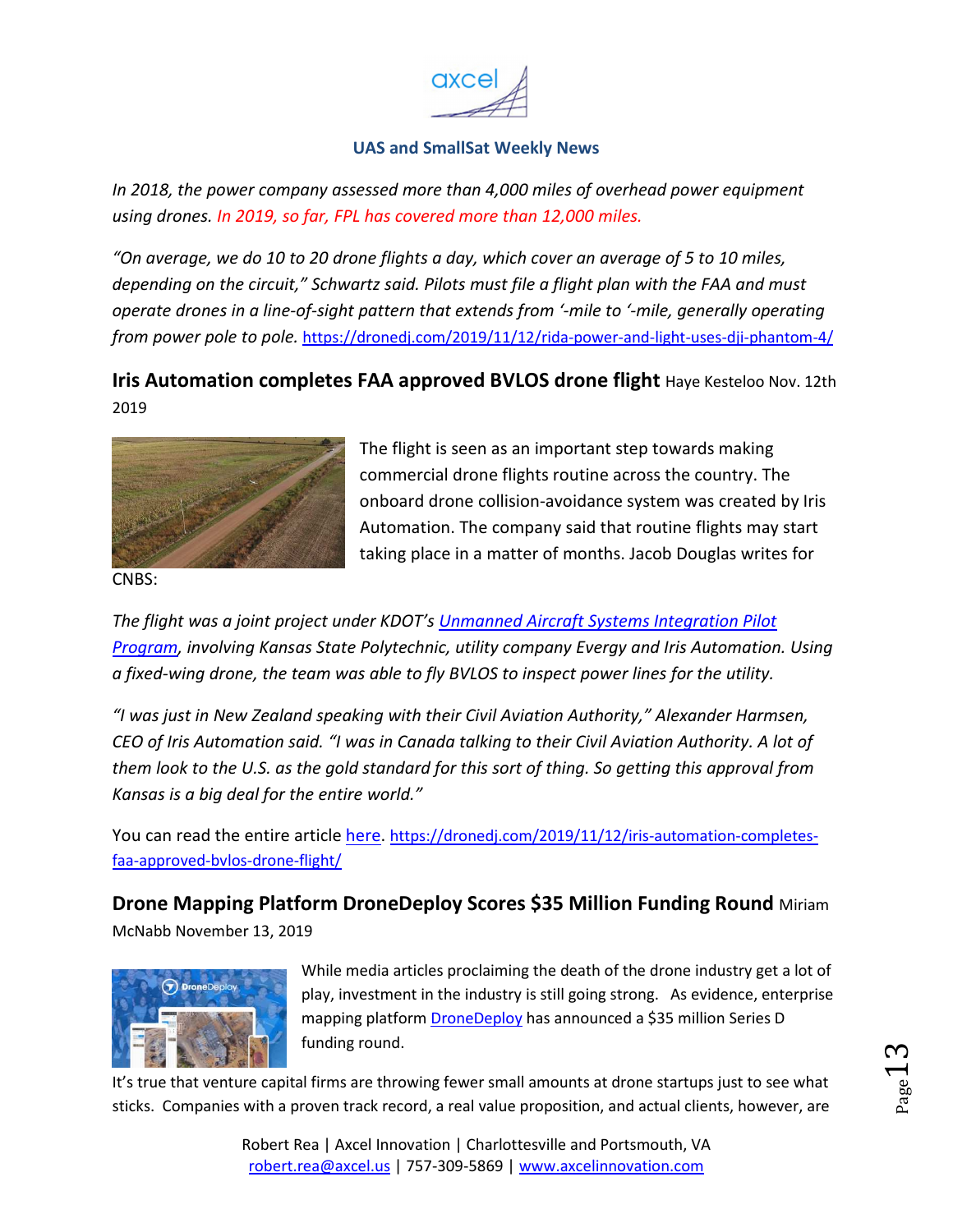*In 2018, the power company assessed more than 4,000 miles of overhead power equipment using drones. In 2019, so far, FPL has covered more than 12,000 miles.*

*"On average, we do 10 to 20 drone flights a day, which cover an average of 5 to 10 miles, depending on the circuit," Schwartz said. Pilots must file a flight plan with the FAA and must operate drones in a line-of-sight pattern that extends from '-mile to '-mile, generally operating from power pole to pole.* https://dronedj.com/2019/11/12/rida-power-and-light-uses-dji-phantom-4/

**Iris Automation completes FAA approved BVLOS drone flight** Haye Kesteloo Nov. 12th 2019

The flight is seen as an important step towards making commercial drone flights routine across the country. The onboard drone collision-avoidance system was created by Iris Automation. The company said that routine flights may start taking place in a matter of months. Jacob Douglas writes for CNBS:

*The flight was a joint project under KDOT's Unmanned Aircraft Systems Integration Pilot Program, involving Kansas State Polytechnic, utility company Evergy and Iris Automation. Using a fixed-wing drone, the team was able to fly BVLOS to inspect power lines for the utility.*

*"I was just in New Zealand speaking with their Civil Aviation Authority," Alexander Harmsen, CEO of Iris Automation said. "I was in Canada talking to their Civil Aviation Authority. A lot of them look to the U.S. as the gold standard for this sort of thing. So getting this approval from Kansas is a big deal for the entire world."*

You can read the entire article here. https://dronedj.com/2019/11/12/iris-automation-completes-faa-approved-bvlos-drone-flight/

**Drone Mapping Platform DroneDeploy Scores $35 Million Funding Round** Miriam McNabb November 13, 2019

While media articles proclaiming the death of the drone industry get a lot of play, investment in the industry is still going strong. As evidence, enterprise mapping platform DroneDeploy has announced a $35 million Series D funding round.

It's true that venture capital firms are throwing fewer small amounts at drone startups just to see what sticks. Companies with a proven track record, a real value proposition, and actual clients, however, are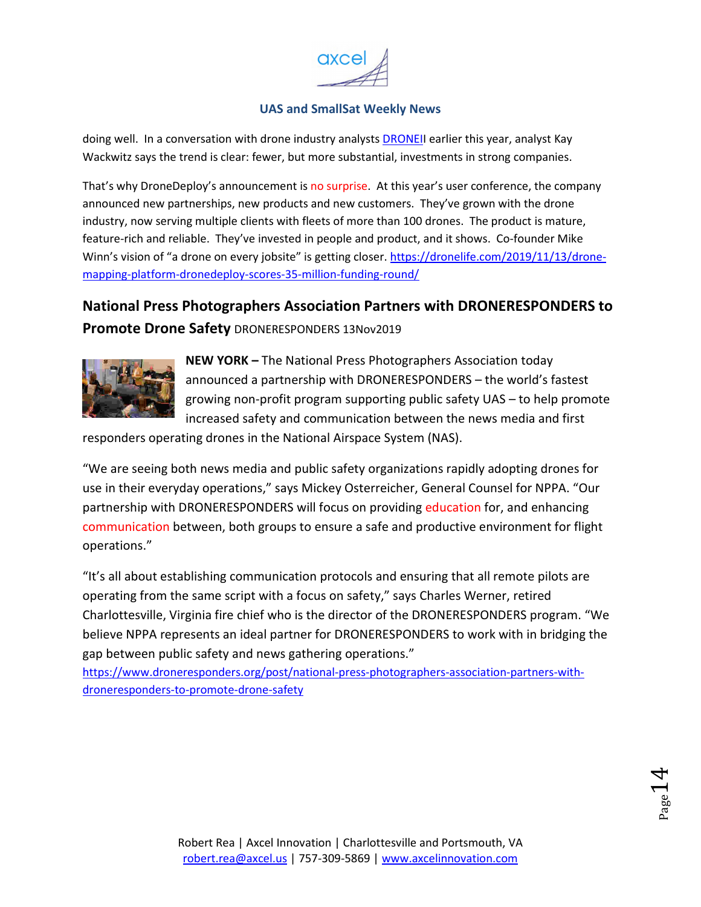doing well. In a conversation with drone industry analysts DRONEII earlier this year, analyst Kay Wackwitz says the trend is clear: fewer, but more substantial, investments in strong companies.

That's why DroneDeploy's announcement is no surprise. At this year's user conference, the company announced new partnerships, new products and new customers. They've grown with the drone industry, now serving multiple clients with fleets of more than 100 drones. The product is mature, feature-rich and reliable. They've invested in people and product, and it shows. Co-founder Mike Winn's vision of "a drone on every jobsite" is getting closer. https://dronelife.com/2019/11/13/drone-mapping-platform-dronedeploy-scores-35-million-funding-round/

## National Press Photographers Association Partners with DRONERESPONDERS to Promote Drone Safety DRONERESPONDERS 13Nov2019

**NEW YORK –** The National Press Photographers Association today announced a partnership with DRONERESPONDERS – the world's fastest growing non-profit program supporting public safety UAS – to help promote increased safety and communication between the news media and first responders operating drones in the National Airspace System (NAS).

"We are seeing both news media and public safety organizations rapidly adopting drones for use in their everyday operations," says Mickey Osterreicher, General Counsel for NPPA. "Our partnership with DRONERESPONDERS will focus on providing education for, and enhancing communication between, both groups to ensure a safe and productive environment for flight operations."

"It's all about establishing communication protocols and ensuring that all remote pilots are operating from the same script with a focus on safety," says Charles Werner, retired Charlottesville, Virginia fire chief who is the director of the DRONERESPONDERS program. "We believe NPPA represents an ideal partner for DRONERESPONDERS to work with in bridging the gap between public safety and news gathering operations."
https://www.droneresponders.org/post/national-press-photographers-association-partners-with-droneresponders-to-promote-drone-safety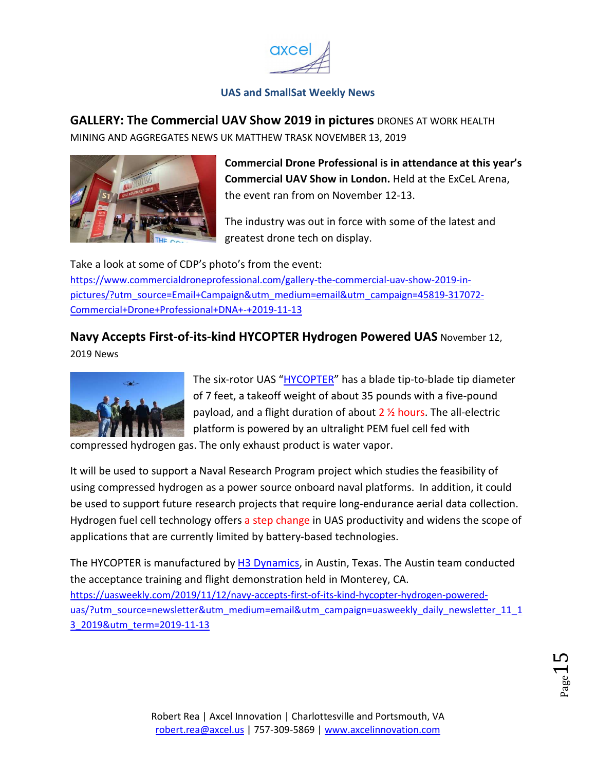## GALLERY: The Commercial UAV Show 2019 in pictures DRONES AT WORK HEALTH MINING AND AGGREGATES NEWS UK MATTHEW TRASK NOVEMBER 13, 2019

**Commercial Drone Professional is in attendance at this year's Commercial UAV Show in London.** Held at the ExCeL Arena, the event ran from on November 12-13.

The industry was out in force with some of the latest and greatest drone tech on display.

Take a look at some of CDP's photo's from the event:
https://www.commercialdroneprofessional.com/gallery-the-commercial-uav-show-2019-in-pictures/?utm_source=Email+Campaign&utm_medium=email&utm_campaign=45819-317072-Commercial+Drone+Professional+DNA+-+2019-11-13

## Navy Accepts First-of-its-kind HYCOPTER Hydrogen Powered UAS November 12, 2019 News

The six-rotor UAS "HYCOPTER" has a blade tip-to-blade tip diameter of 7 feet, a takeoff weight of about 35 pounds with a five-pound payload, and a flight duration of about 2 ½ hours. The all-electric platform is powered by an ultralight PEM fuel cell fed with compressed hydrogen gas. The only exhaust product is water vapor.

It will be used to support a Naval Research Program project which studies the feasibility of using compressed hydrogen as a power source onboard naval platforms. In addition, it could be used to support future research projects that require long-endurance aerial data collection. Hydrogen fuel cell technology offers a step change in UAS productivity and widens the scope of applications that are currently limited by battery-based technologies.

The HYCOPTER is manufactured by H3 Dynamics, in Austin, Texas. The Austin team conducted the acceptance training and flight demonstration held in Monterey, CA.
https://uasweekly.com/2019/11/12/navy-accepts-first-of-its-kind-hycopter-hydrogen-powered-uas/?utm_source=newsletter&utm_medium=email&utm_campaign=uasweekly_daily_newsletter_11_13_2019&utm_term=2019-11-13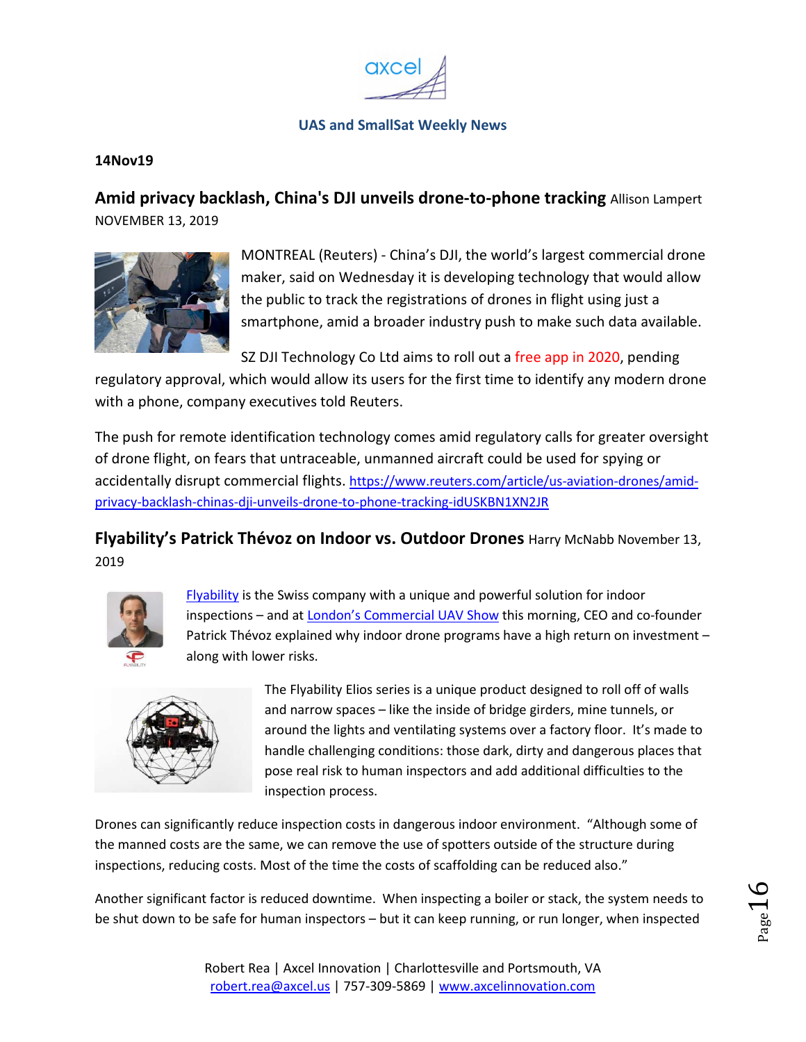**UAS and SmallSat Weekly News**

**14Nov19**

## Amid privacy backlash, China's DJI unveils drone-to-phone tracking

Allison Lampert NOVEMBER 13, 2019

MONTREAL (Reuters) - China's DJI, the world's largest commercial drone maker, said on Wednesday it is developing technology that would allow the public to track the registrations of drones in flight using just a smartphone, amid a broader industry push to make such data available.

SZ DJI Technology Co Ltd aims to roll out a free app in 2020, pending regulatory approval, which would allow its users for the first time to identify any modern drone with a phone, company executives told Reuters.

The push for remote identification technology comes amid regulatory calls for greater oversight of drone flight, on fears that untraceable, unmanned aircraft could be used for spying or accidentally disrupt commercial flights. https://www.reuters.com/article/us-aviation-drones/amid-privacy-backlash-chinas-dji-unveils-drone-to-phone-tracking-idUSKBN1XN2JR

## Flyability's Patrick Thévoz on Indoor vs. Outdoor Drones

Harry McNabb November 13, 2019

Flyability is the Swiss company with a unique and powerful solution for indoor inspections – and at London's Commercial UAV Show this morning, CEO and co-founder Patrick Thévoz explained why indoor drone programs have a high return on investment – along with lower risks.

The Flyability Elios series is a unique product designed to roll off of walls and narrow spaces – like the inside of bridge girders, mine tunnels, or around the lights and ventilating systems over a factory floor. It's made to handle challenging conditions: those dark, dirty and dangerous places that pose real risk to human inspectors and add additional difficulties to the inspection process.

Drones can significantly reduce inspection costs in dangerous indoor environment. "Although some of the manned costs are the same, we can remove the use of spotters outside of the structure during inspections, reducing costs. Most of the time the costs of scaffolding can be reduced also."

Another significant factor is reduced downtime. When inspecting a boiler or stack, the system needs to be shut down to be safe for human inspectors – but it can keep running, or run longer, when inspected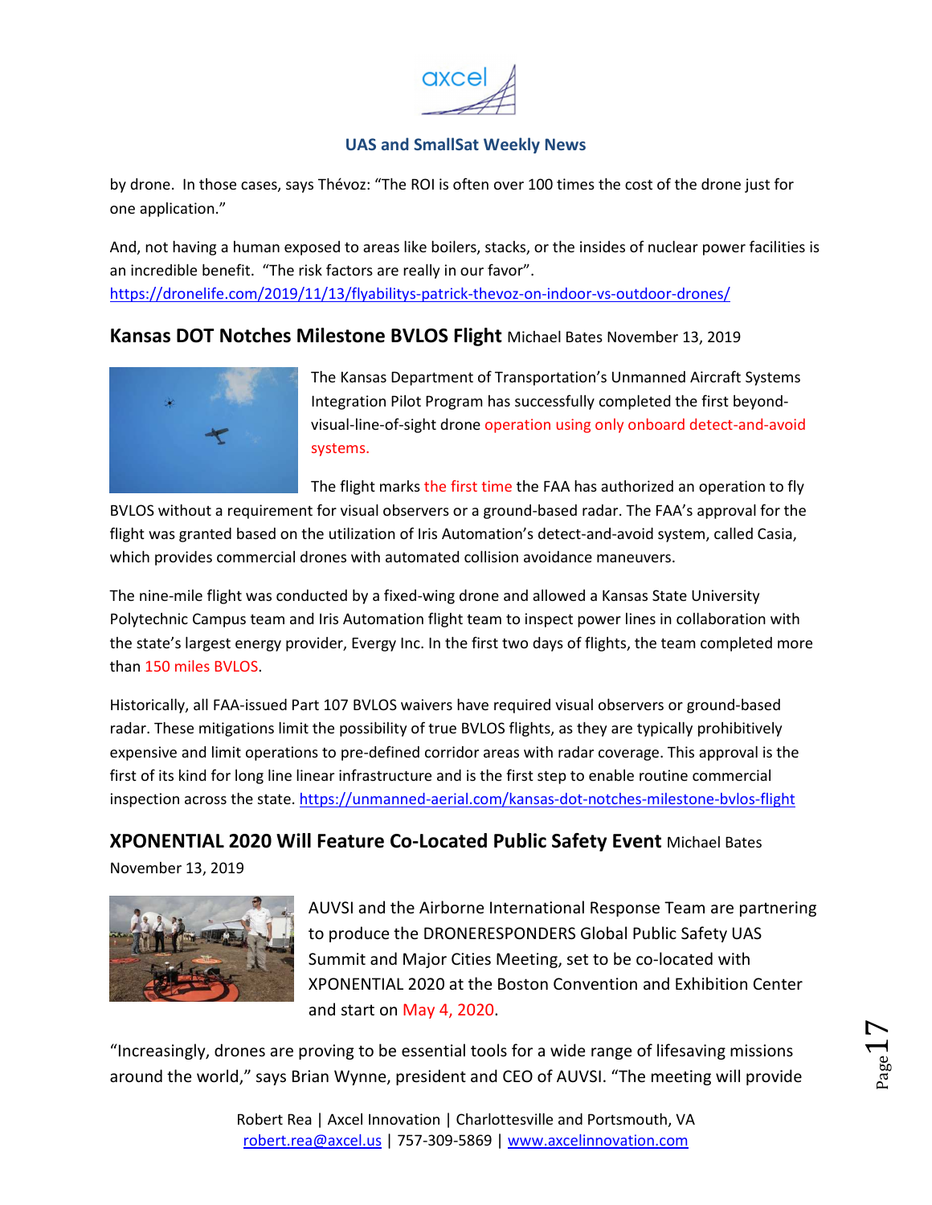by drone. In those cases, says Thévoz: "The ROI is often over 100 times the cost of the drone just for one application."

And, not having a human exposed to areas like boilers, stacks, or the insides of nuclear power facilities is an incredible benefit. "The risk factors are really in our favor".
https://dronelife.com/2019/11/13/flyabilitys-patrick-thevoz-on-indoor-vs-outdoor-drones/

## Kansas DOT Notches Milestone BVLOS Flight Michael Bates November 13, 2019

The Kansas Department of Transportation's Unmanned Aircraft Systems Integration Pilot Program has successfully completed the first beyond-visual-line-of-sight drone operation using only onboard detect-and-avoid systems.

The flight marks the first time the FAA has authorized an operation to fly BVLOS without a requirement for visual observers or a ground-based radar. The FAA's approval for the flight was granted based on the utilization of Iris Automation's detect-and-avoid system, called Casia, which provides commercial drones with automated collision avoidance maneuvers.

The nine-mile flight was conducted by a fixed-wing drone and allowed a Kansas State University Polytechnic Campus team and Iris Automation flight team to inspect power lines in collaboration with the state's largest energy provider, Evergy Inc. In the first two days of flights, the team completed more than 150 miles BVLOS.

Historically, all FAA-issued Part 107 BVLOS waivers have required visual observers or ground-based radar. These mitigations limit the possibility of true BVLOS flights, as they are typically prohibitively expensive and limit operations to pre-defined corridor areas with radar coverage. This approval is the first of its kind for long line linear infrastructure and is the first step to enable routine commercial inspection across the state. https://unmanned-aerial.com/kansas-dot-notches-milestone-bvlos-flight

## XPONENTIAL 2020 Will Feature Co-Located Public Safety Event Michael Bates November 13, 2019

AUVSI and the Airborne International Response Team are partnering to produce the DRONERESPONDERS Global Public Safety UAS Summit and Major Cities Meeting, set to be co-located with XPONENTIAL 2020 at the Boston Convention and Exhibition Center and start on May 4, 2020.

"Increasingly, drones are proving to be essential tools for a wide range of lifesaving missions around the world," says Brian Wynne, president and CEO of AUVSI. "The meeting will provide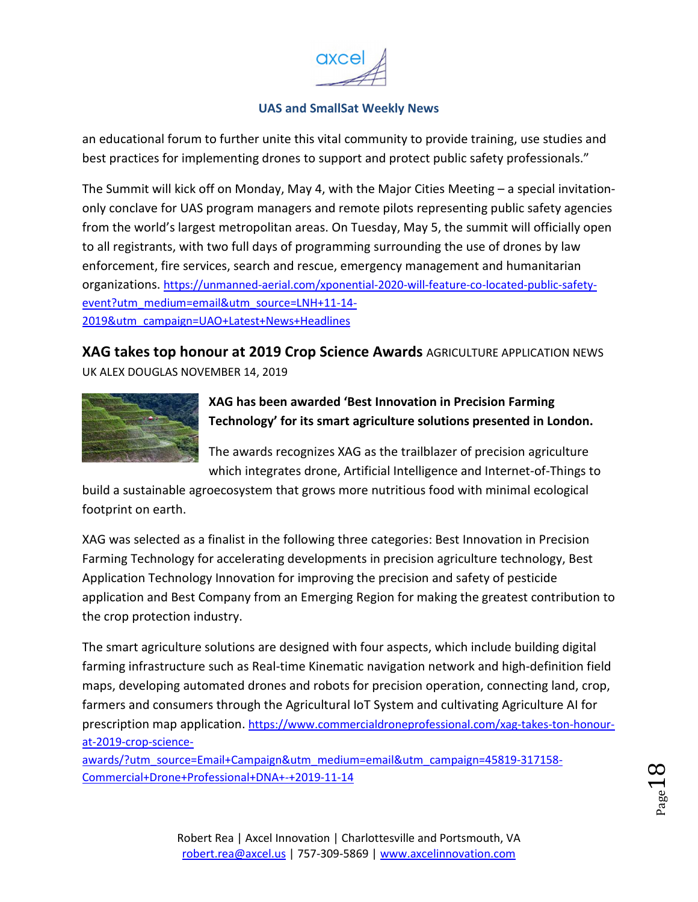an educational forum to further unite this vital community to provide training, use studies and best practices for implementing drones to support and protect public safety professionals."

The Summit will kick off on Monday, May 4, with the Major Cities Meeting – a special invitation-only conclave for UAS program managers and remote pilots representing public safety agencies from the world's largest metropolitan areas. On Tuesday, May 5, the summit will officially open to all registrants, with two full days of programming surrounding the use of drones by law enforcement, fire services, search and rescue, emergency management and humanitarian organizations. https://unmanned-aerial.com/xponential-2020-will-feature-co-located-public-safety-event?utm_medium=email&utm_source=LNH+11-14-2019&utm_campaign=UAO+Latest+News+Headlines

## XAG takes top honour at 2019 Crop Science Awards

AGRICULTURE APPLICATION NEWS UK ALEX DOUGLAS NOVEMBER 14, 2019

**XAG has been awarded 'Best Innovation in Precision Farming Technology' for its smart agriculture solutions presented in London.**

The awards recognizes XAG as the trailblazer of precision agriculture which integrates drone, Artificial Intelligence and Internet-of-Things to build a sustainable agroecosystem that grows more nutritious food with minimal ecological footprint on earth.

XAG was selected as a finalist in the following three categories: Best Innovation in Precision Farming Technology for accelerating developments in precision agriculture technology, Best Application Technology Innovation for improving the precision and safety of pesticide application and Best Company from an Emerging Region for making the greatest contribution to the crop protection industry.

The smart agriculture solutions are designed with four aspects, which include building digital farming infrastructure such as Real-time Kinematic navigation network and high-definition field maps, developing automated drones and robots for precision operation, connecting land, crop, farmers and consumers through the Agricultural IoT System and cultivating Agriculture AI for prescription map application. https://www.commercialdroneprofessional.com/xag-takes-ton-honour-at-2019-crop-science-awards/?utm_source=Email+Campaign&utm_medium=email&utm_campaign=45819-317158-Commercial+Drone+Professional+DNA+-+2019-11-14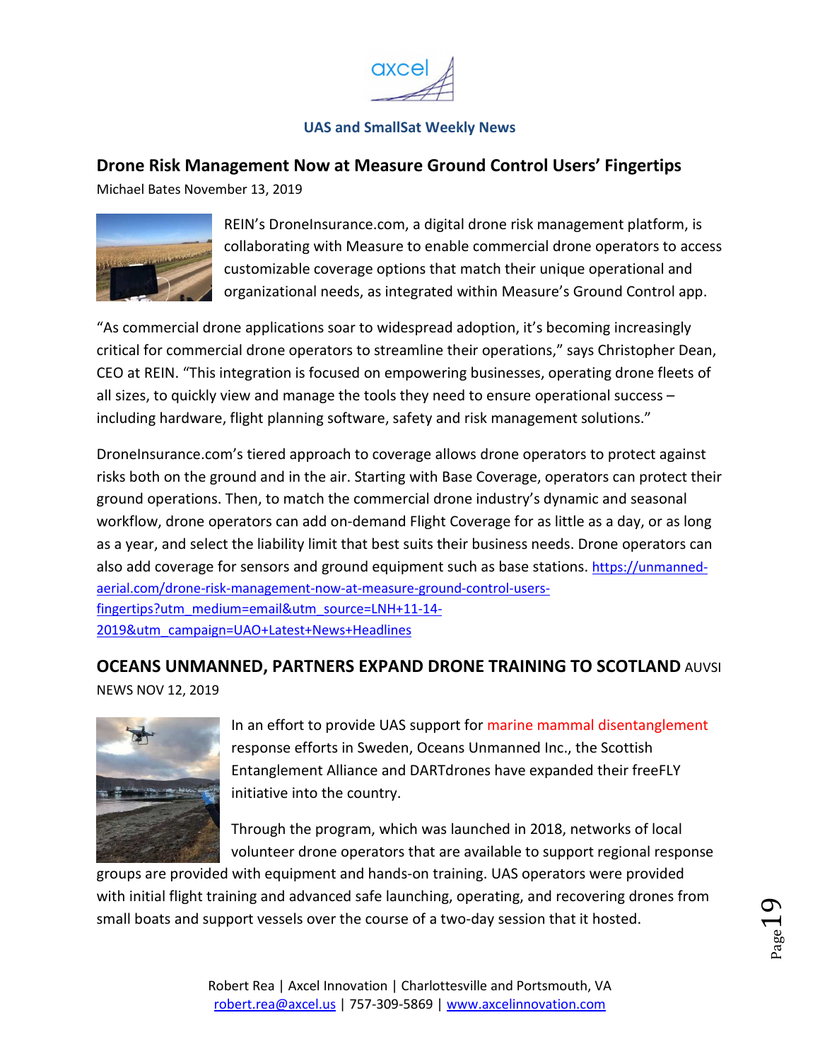## Drone Risk Management Now at Measure Ground Control Users' Fingertips

Michael Bates November 13, 2019

REIN's DroneInsurance.com, a digital drone risk management platform, is collaborating with Measure to enable commercial drone operators to access customizable coverage options that match their unique operational and organizational needs, as integrated within Measure's Ground Control app.

"As commercial drone applications soar to widespread adoption, it's becoming increasingly critical for commercial drone operators to streamline their operations," says Christopher Dean, CEO at REIN. "This integration is focused on empowering businesses, operating drone fleets of all sizes, to quickly view and manage the tools they need to ensure operational success – including hardware, flight planning software, safety and risk management solutions."

DroneInsurance.com's tiered approach to coverage allows drone operators to protect against risks both on the ground and in the air. Starting with Base Coverage, operators can protect their ground operations. Then, to match the commercial drone industry's dynamic and seasonal workflow, drone operators can add on-demand Flight Coverage for as little as a day, or as long as a year, and select the liability limit that best suits their business needs. Drone operators can also add coverage for sensors and ground equipment such as base stations. https://unmanned-aerial.com/drone-risk-management-now-at-measure-ground-control-users-fingertips?utm_medium=email&utm_source=LNH+11-14-2019&utm_campaign=UAO+Latest+News+Headlines

## OCEANS UNMANNED, PARTNERS EXPAND DRONE TRAINING TO SCOTLAND

AUVSI NEWS NOV 12, 2019

In an effort to provide UAS support for marine mammal disentanglement response efforts in Sweden, Oceans Unmanned Inc., the Scottish Entanglement Alliance and DARTdrones have expanded their freeFLY initiative into the country.

Through the program, which was launched in 2018, networks of local volunteer drone operators that are available to support regional response groups are provided with equipment and hands-on training. UAS operators were provided with initial flight training and advanced safe launching, operating, and recovering drones from small boats and support vessels over the course of a two-day session that it hosted.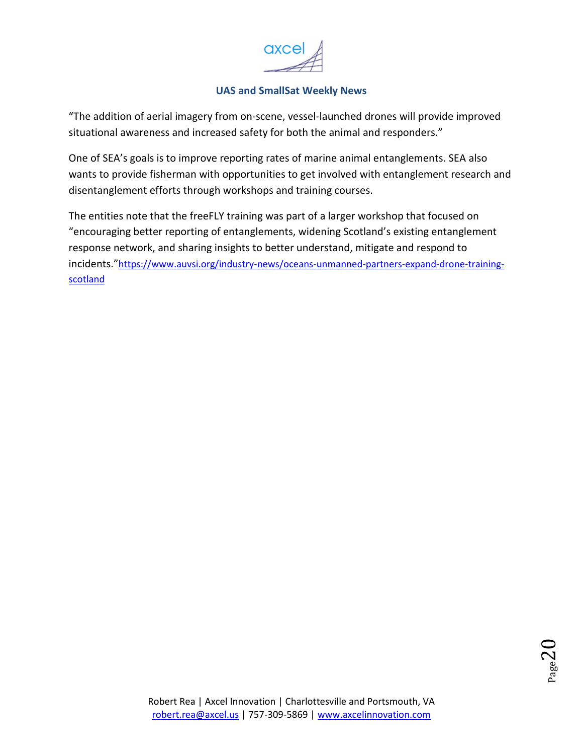"The addition of aerial imagery from on-scene, vessel-launched drones will provide improved situational awareness and increased safety for both the animal and responders."

One of SEA's goals is to improve reporting rates of marine animal entanglements. SEA also wants to provide fisherman with opportunities to get involved with entanglement research and disentanglement efforts through workshops and training courses.

The entities note that the freeFLY training was part of a larger workshop that focused on "encouraging better reporting of entanglements, widening Scotland's existing entanglement response network, and sharing insights to better understand, mitigate and respond to incidents."https://www.auvsi.org/industry-news/oceans-unmanned-partners-expand-drone-training-scotland